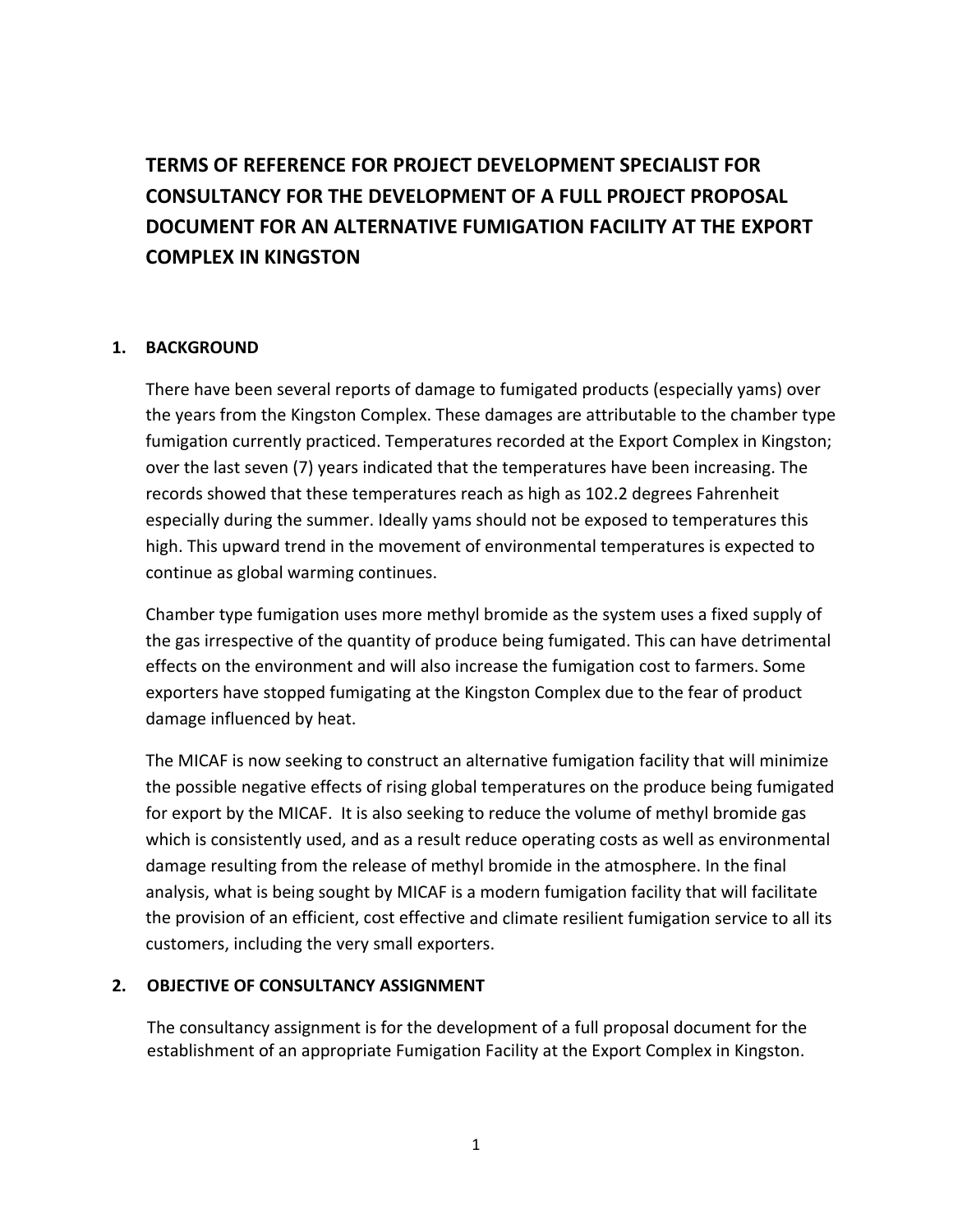# TERMS OF REFERENCE FOR PROJECT DEVELOPMENT SPECIALIST FOR CONSULTANCY FOR THE DEVELOPMENT OF A FULL PROJECT PROPOSAL DOCUMENT FOR AN ALTERNATIVE FUMIGATION FACILITY AT THE EXPORT COMPLEX IN KINGSTON

## 1. BACKGROUND

There have been several reports of damage to fumigated products (especially yams) over the years from the Kingston Complex. These damages are attributable to the chamber type fumigation currently practiced. Temperatures recorded at the Export Complex in Kingston; over the last seven (7) years indicated that the temperatures have been increasing. The records showed that these temperatures reach as high as 102.2 degrees Fahrenheit especially during the summer. Ideally yams should not be exposed to temperatures this high. This upward trend in the movement of environmental temperatures is expected to continue as global warming continues.

Chamber type fumigation uses more methyl bromide as the system uses a fixed supply of the gas irrespective of the quantity of produce being fumigated. This can have detrimental effects on the environment and will also increase the fumigation cost to farmers. Some exporters have stopped fumigating at the Kingston Complex due to the fear of product damage influenced by heat.

The MICAF is now seeking to construct an alternative fumigation facility that will minimize the possible negative effects of rising global temperatures on the produce being fumigated for export by the MICAF. It is also seeking to reduce the volume of methyl bromide gas which is consistently used, and as a result reduce operating costs as well as environmental damage resulting from the release of methyl bromide in the atmosphere. In the final analysis, what is being sought by MICAF is a modern fumigation facility that will facilitate the provision of an efficient, cost effective and climate resilient fumigation service to all its customers, including the very small exporters.

## 2. OBJECTIVE OF CONSULTANCY ASSIGNMENT

The consultancy assignment is for the development of a full proposal document for the establishment of an appropriate Fumigation Facility at the Export Complex in Kingston.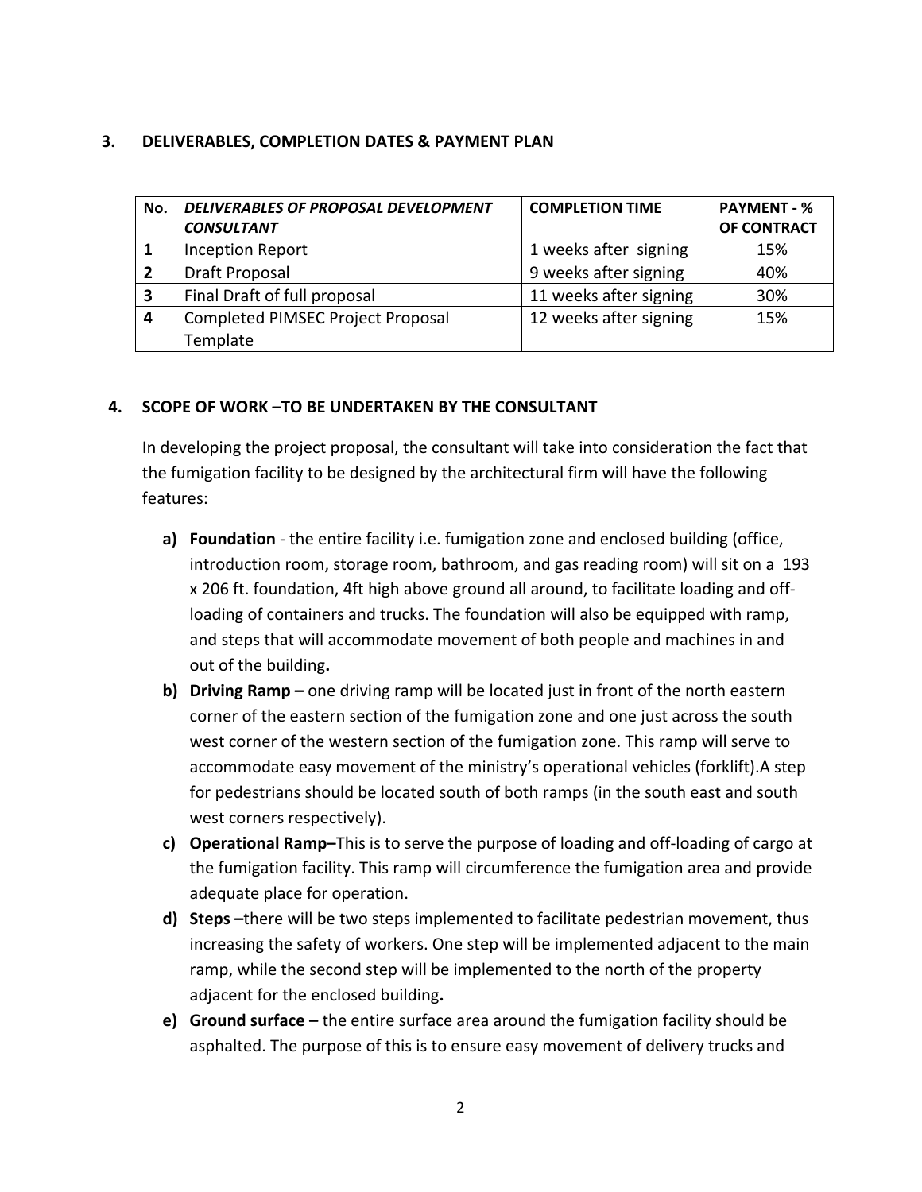## 3. DELIVERABLES, COMPLETION DATES & PAYMENT PLAN

| No. | *DELIVERABLES OF PROPOSAL DEVELOPMENT CONSULTANT* | COMPLETION TIME | PAYMENT - % OF CONTRACT |
|---|---|---|---|
| **1** | Inception Report | 1 weeks after signing | 15% |
| **2** | Draft Proposal | 9 weeks after signing | 40% |
| **3** | Final Draft of full proposal | 11 weeks after signing | 30% |
| **4** | Completed PIMSEC Project Proposal Template | 12 weeks after signing | 15% |

## 4. SCOPE OF WORK –TO BE UNDERTAKEN BY THE CONSULTANT

In developing the project proposal, the consultant will take into consideration the fact that the fumigation facility to be designed by the architectural firm will have the following features:

a) **Foundation** - the entire facility i.e. fumigation zone and enclosed building (office, introduction room, storage room, bathroom, and gas reading room) will sit on a 193 x 206 ft. foundation, 4ft high above ground all around, to facilitate loading and off-loading of containers and trucks. The foundation will also be equipped with ramp, and steps that will accommodate movement of both people and machines in and out of the building**.**

b) **Driving Ramp –** one driving ramp will be located just in front of the north eastern corner of the eastern section of the fumigation zone and one just across the south west corner of the western section of the fumigation zone. This ramp will serve to accommodate easy movement of the ministry's operational vehicles (forklift).A step for pedestrians should be located south of both ramps (in the south east and south west corners respectively).

c) **Operational Ramp–**This is to serve the purpose of loading and off-loading of cargo at the fumigation facility. This ramp will circumference the fumigation area and provide adequate place for operation.

d) **Steps –**there will be two steps implemented to facilitate pedestrian movement, thus increasing the safety of workers. One step will be implemented adjacent to the main ramp, while the second step will be implemented to the north of the property adjacent for the enclosed building**.**

e) **Ground surface –** the entire surface area around the fumigation facility should be asphalted. The purpose of this is to ensure easy movement of delivery trucks and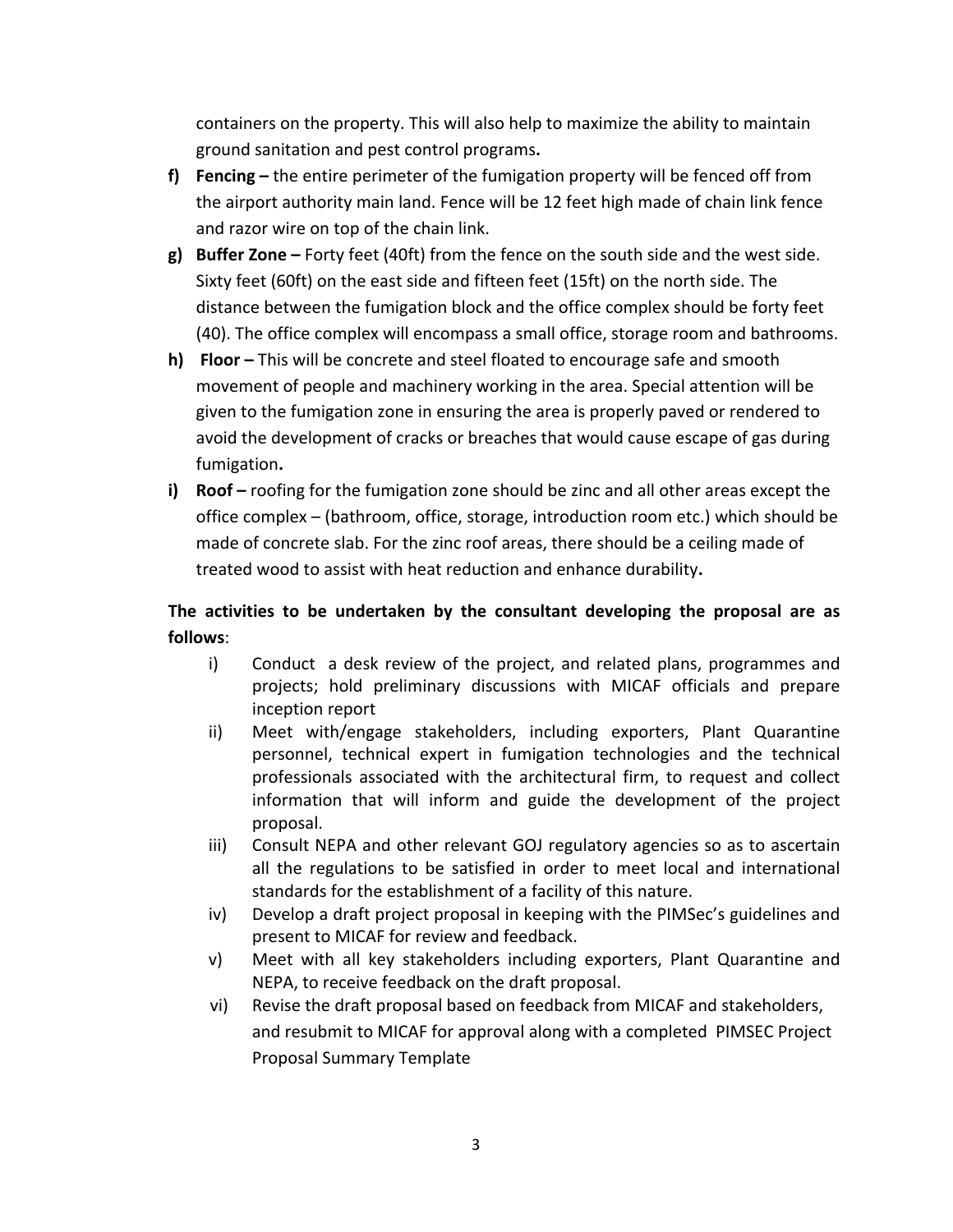containers on the property. This will also help to maximize the ability to maintain ground sanitation and pest control programs**.**

**f) Fencing –** the entire perimeter of the fumigation property will be fenced off from the airport authority main land. Fence will be 12 feet high made of chain link fence and razor wire on top of the chain link.

**g) Buffer Zone –** Forty feet (40ft) from the fence on the south side and the west side. Sixty feet (60ft) on the east side and fifteen feet (15ft) on the north side. The distance between the fumigation block and the office complex should be forty feet (40). The office complex will encompass a small office, storage room and bathrooms.

**h) Floor –** This will be concrete and steel floated to encourage safe and smooth movement of people and machinery working in the area. Special attention will be given to the fumigation zone in ensuring the area is properly paved or rendered to avoid the development of cracks or breaches that would cause escape of gas during fumigation**.**

**i) Roof –** roofing for the fumigation zone should be zinc and all other areas except the office complex – (bathroom, office, storage, introduction room etc.) which should be made of concrete slab. For the zinc roof areas, there should be a ceiling made of treated wood to assist with heat reduction and enhance durability**.**

**The activities to be undertaken by the consultant developing the proposal are as follows**:

i) Conduct a desk review of the project, and related plans, programmes and projects; hold preliminary discussions with MICAF officials and prepare inception report

ii) Meet with/engage stakeholders, including exporters, Plant Quarantine personnel, technical expert in fumigation technologies and the technical professionals associated with the architectural firm, to request and collect information that will inform and guide the development of the project proposal.

iii) Consult NEPA and other relevant GOJ regulatory agencies so as to ascertain all the regulations to be satisfied in order to meet local and international standards for the establishment of a facility of this nature.

iv) Develop a draft project proposal in keeping with the PIMSec's guidelines and present to MICAF for review and feedback.

v) Meet with all key stakeholders including exporters, Plant Quarantine and NEPA, to receive feedback on the draft proposal.

vi) Revise the draft proposal based on feedback from MICAF and stakeholders, and resubmit to MICAF for approval along with a completed PIMSEC Project Proposal Summary Template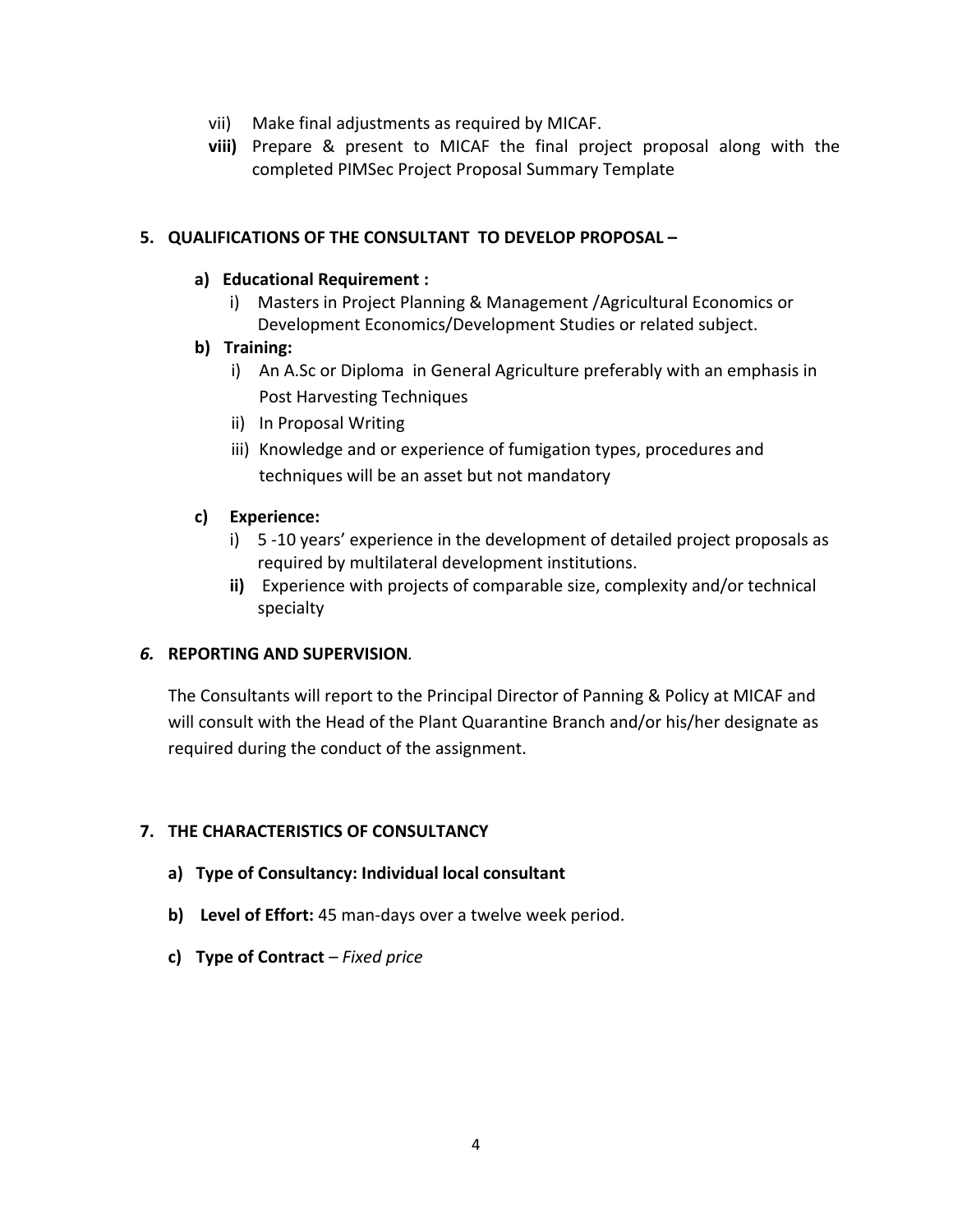vii) Make final adjustments as required by MICAF.

**viii)** Prepare & present to MICAF the final project proposal along with the completed PIMSec Project Proposal Summary Template

## 5. QUALIFICATIONS OF THE CONSULTANT TO DEVELOP PROPOSAL –

**a) Educational Requirement :**

i) Masters in Project Planning & Management /Agricultural Economics or Development Economics/Development Studies or related subject.

**b) Training:**

i) An A.Sc or Diploma in General Agriculture preferably with an emphasis in Post Harvesting Techniques

ii) In Proposal Writing

iii) Knowledge and or experience of fumigation types, procedures and techniques will be an asset but not mandatory

**c) Experience:**

i) 5 -10 years' experience in the development of detailed project proposals as required by multilateral development institutions.

**ii)** Experience with projects of comparable size, complexity and/or technical specialty

## *6.* REPORTING AND SUPERVISION*.*

The Consultants will report to the Principal Director of Panning & Policy at MICAF and will consult with the Head of the Plant Quarantine Branch and/or his/her designate as required during the conduct of the assignment.

## 7. THE CHARACTERISTICS OF CONSULTANCY

**a) Type of Consultancy: Individual local consultant**

**b) Level of Effort:** 45 man-days over a twelve week period.

**c) Type of Contract** – *Fixed price*